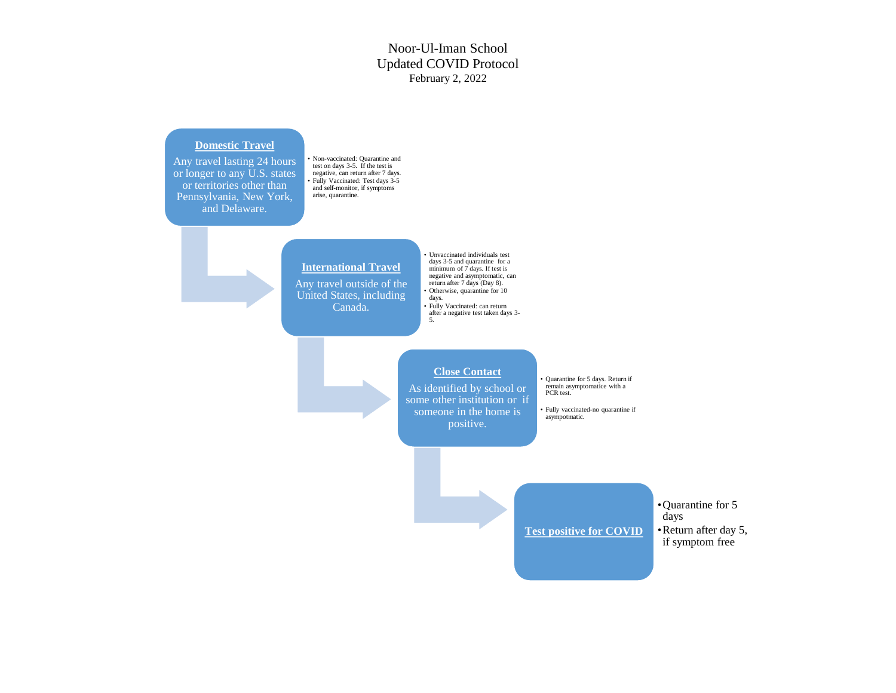# Noor-Ul-Iman School
## Updated COVID Protocol
February 2, 2022

### Domestic Travel

Any travel lasting 24 hours or longer to any U.S. states or territories other than Pennsylvania, New York, and Delaware.

- Non-vaccinated: Quarantine and test on days 3-5. If the test is negative, can return after 7 days.
- Fully Vaccinated: Test days 3-5 and self-monitor, if symptoms arise, quarantine.

### International Travel

Any travel outside of the United States, including Canada.

- Unvaccinated individuals test days 3-5 and quarantine for a minimum of 7 days. If test is negative and asymptomatic, can return after 7 days (Day 8).
- Otherwise, quarantine for 10 days.
- Fully Vaccinated: can return after a negative test taken days 3-5.

### Close Contact

As identified by school or some other institution or if someone in the home is positive.

- Quarantine for 5 days. Return if remain asymptomatice with a PCR test.
- Fully vaccinated-no quarantine if asympotmatic.

### Test positive for COVID

- Quarantine for 5 days
- Return after day 5, if symptom free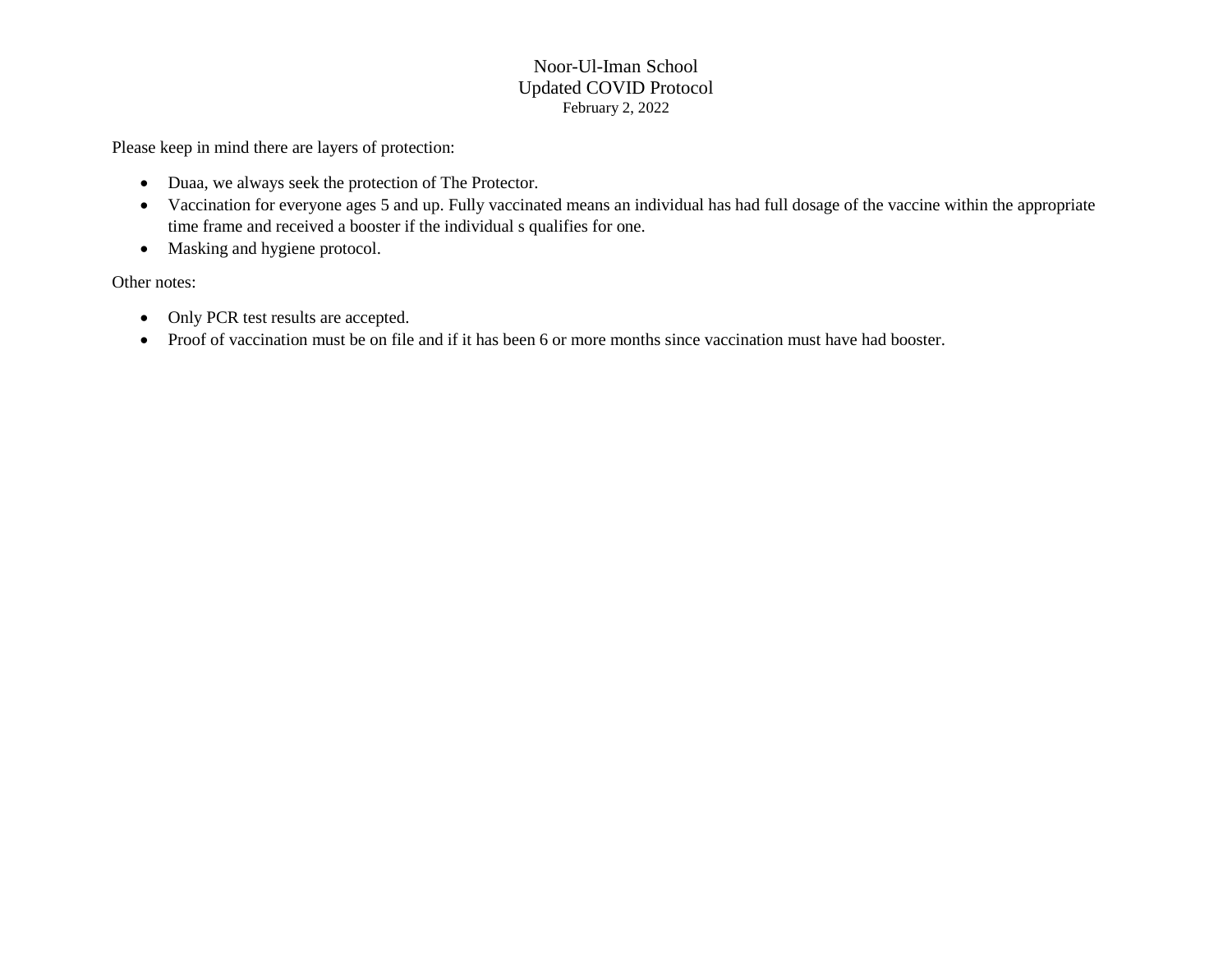# Noor-Ul-Iman School
## Updated COVID Protocol
February 2, 2022

Please keep in mind there are layers of protection:

- Duaa, we always seek the protection of The Protector.
- Vaccination for everyone ages 5 and up. Fully vaccinated means an individual has had full dosage of the vaccine within the appropriate time frame and received a booster if the individual s qualifies for one.
- Masking and hygiene protocol.

Other notes:

- Only PCR test results are accepted.
- Proof of vaccination must be on file and if it has been 6 or more months since vaccination must have had booster.